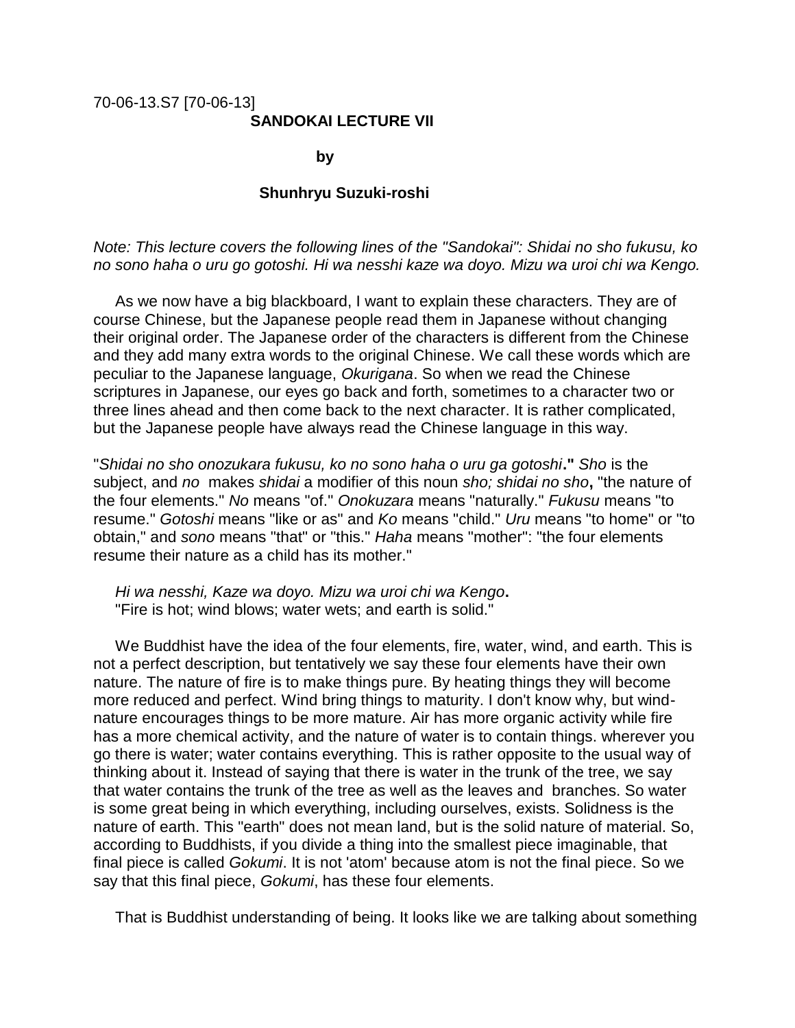70-06-13.S7 [70-06-13]

**SANDOKAI LECTURE VII**

**by**

**Shunhryu Suzuki-roshi**

*Note: This lecture covers the following lines of the "Sandokai": Shidai no sho fukusu, ko no sono haha o uru go gotoshi. Hi wa nesshi kaze wa doyo. Mizu wa uroi chi wa Kengo.*

As we now have a big blackboard, I want to explain these characters. They are of course Chinese, but the Japanese people read them in Japanese without changing their original order. The Japanese order of the characters is different from the Chinese and they add many extra words to the original Chinese. We call these words which are peculiar to the Japanese language, *Okurigana*. So when we read the Chinese scriptures in Japanese, our eyes go back and forth, sometimes to a character two or three lines ahead and then come back to the next character. It is rather complicated, but the Japanese people have always read the Chinese language in this way.

"*Shidai no sho onozukara fukusu, ko no sono haha o uru ga gotoshi***."** *Sho* is the subject, and *no* makes *shidai* a modifier of this noun *sho; shidai no sho***,** "the nature of the four elements." *No* means "of." *Onokuzara* means "naturally." *Fukusu* means "to resume." *Gotoshi* means "like or as" and *Ko* means "child." *Uru* means "to home" or "to obtain," and *sono* means "that" or "this." *Haha* means "mother": "the four elements resume their nature as a child has its mother."

*Hi wa nesshi, Kaze wa doyo. Mizu wa uroi chi wa Kengo***.**
"Fire is hot; wind blows; water wets; and earth is solid."

We Buddhist have the idea of the four elements, fire, water, wind, and earth. This is not a perfect description, but tentatively we say these four elements have their own nature. The nature of fire is to make things pure. By heating things they will become more reduced and perfect. Wind bring things to maturity. I don't know why, but wind-nature encourages things to be more mature. Air has more organic activity while fire has a more chemical activity, and the nature of water is to contain things. wherever you go there is water; water contains everything. This is rather opposite to the usual way of thinking about it. Instead of saying that there is water in the trunk of the tree, we say that water contains the trunk of the tree as well as the leaves and branches. So water is some great being in which everything, including ourselves, exists. Solidness is the nature of earth. This "earth" does not mean land, but is the solid nature of material. So, according to Buddhists, if you divide a thing into the smallest piece imaginable, that final piece is called *Gokumi*. It is not 'atom' because atom is not the final piece. So we say that this final piece, *Gokumi*, has these four elements.

That is Buddhist understanding of being. It looks like we are talking about something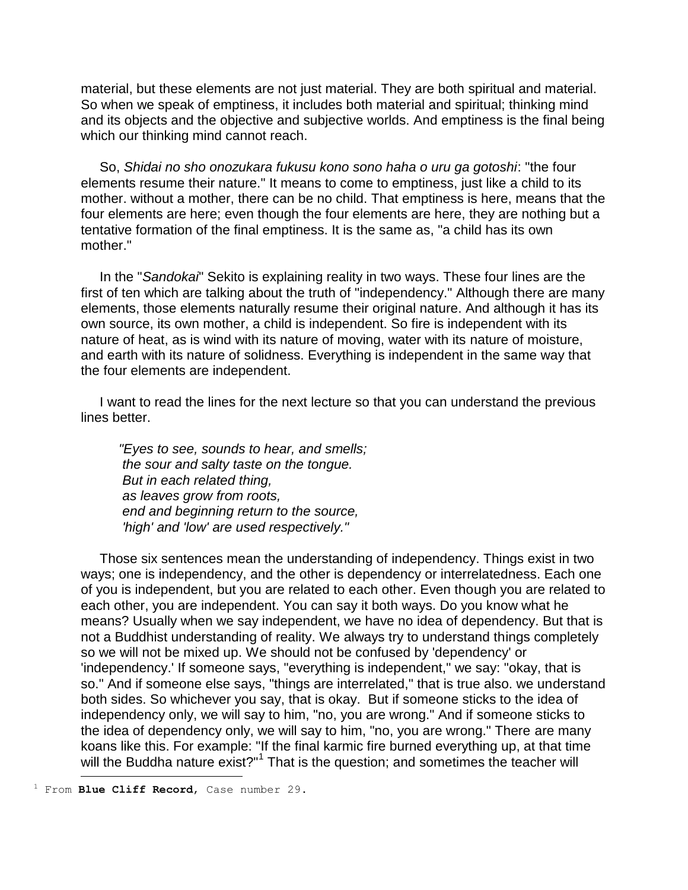material, but these elements are not just material. They are both spiritual and material. So when we speak of emptiness, it includes both material and spiritual; thinking mind and its objects and the objective and subjective worlds. And emptiness is the final being which our thinking mind cannot reach.

So, *Shidai no sho onozukara fukusu kono sono haha o uru ga gotoshi*: "the four elements resume their nature." It means to come to emptiness, just like a child to its mother. without a mother, there can be no child. That emptiness is here, means that the four elements are here; even though the four elements are here, they are nothing but a tentative formation of the final emptiness. It is the same as, "a child has its own mother."

In the "*Sandokai*" Sekito is explaining reality in two ways. These four lines are the first of ten which are talking about the truth of "independency." Although there are many elements, those elements naturally resume their original nature. And although it has its own source, its own mother, a child is independent. So fire is independent with its nature of heat, as is wind with its nature of moving, water with its nature of moisture, and earth with its nature of solidness. Everything is independent in the same way that the four elements are independent.

I want to read the lines for the next lecture so that you can understand the previous lines better.

> *"Eyes to see, sounds to hear, and smells;*
> *the sour and salty taste on the tongue.*
> *But in each related thing,*
> *as leaves grow from roots,*
> *end and beginning return to the source,*
> *'high' and 'low' are used respectively."*

Those six sentences mean the understanding of independency. Things exist in two ways; one is independency, and the other is dependency or interrelatedness. Each one of you is independent, but you are related to each other. Even though you are related to each other, you are independent. You can say it both ways. Do you know what he means? Usually when we say independent, we have no idea of dependency. But that is not a Buddhist understanding of reality. We always try to understand things completely so we will not be mixed up. We should not be confused by 'dependency' or 'independency.' If someone says, "everything is independent," we say: "okay, that is so." And if someone else says, "things are interrelated," that is true also. we understand both sides. So whichever you say, that is okay. But if someone sticks to the idea of independency only, we will say to him, "no, you are wrong." And if someone sticks to the idea of dependency only, we will say to him, "no, you are wrong." There are many koans like this. For example: "If the final karmic fire burned everything up, at that time will the Buddha nature exist?"[1] That is the question; and sometimes the teacher will

[1] From **Blue Cliff Record**, Case number 29.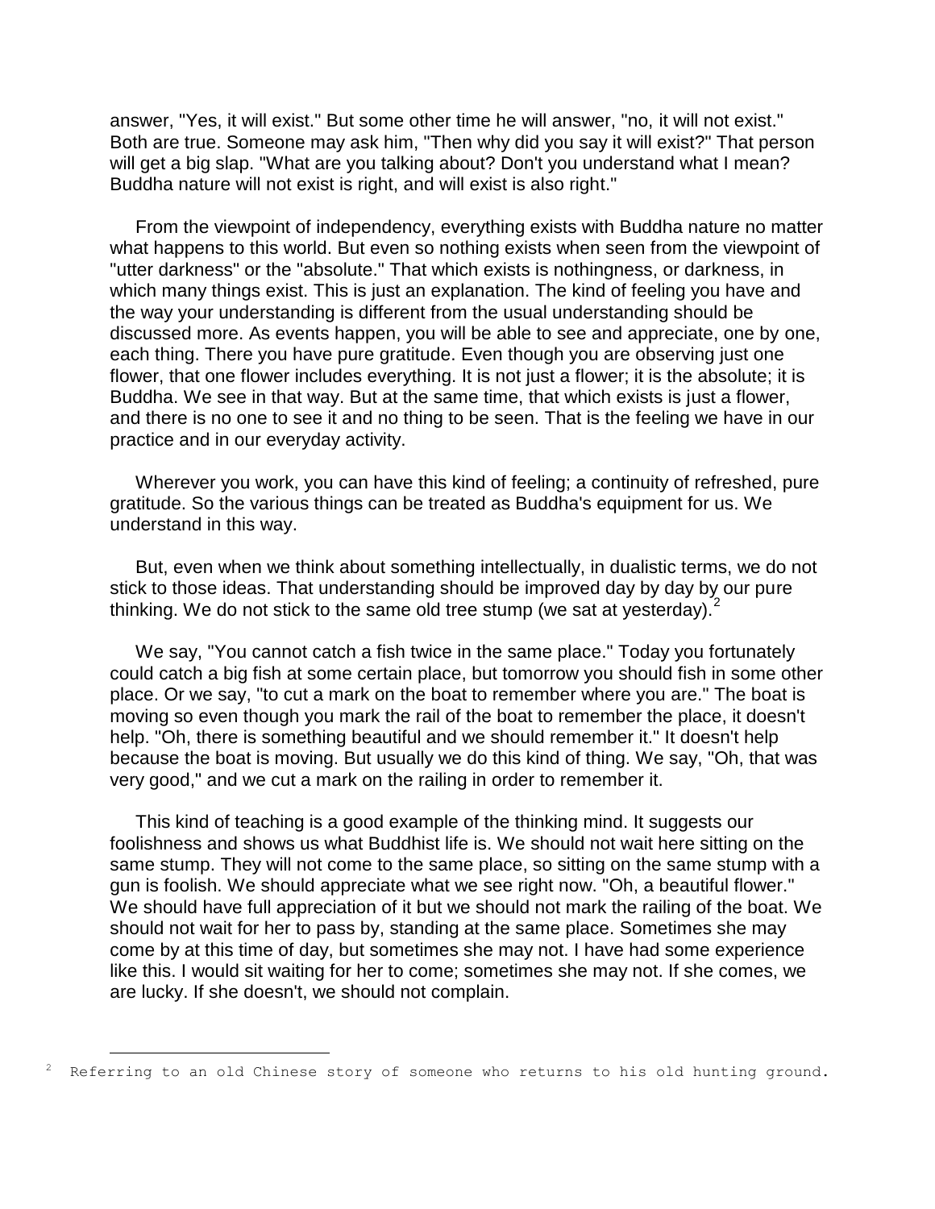answer, "Yes, it will exist." But some other time he will answer, "no, it will not exist." Both are true. Someone may ask him, "Then why did you say it will exist?" That person will get a big slap. "What are you talking about? Don't you understand what I mean? Buddha nature will not exist is right, and will exist is also right."

From the viewpoint of independency, everything exists with Buddha nature no matter what happens to this world. But even so nothing exists when seen from the viewpoint of "utter darkness" or the "absolute." That which exists is nothingness, or darkness, in which many things exist. This is just an explanation. The kind of feeling you have and the way your understanding is different from the usual understanding should be discussed more. As events happen, you will be able to see and appreciate, one by one, each thing. There you have pure gratitude. Even though you are observing just one flower, that one flower includes everything. It is not just a flower; it is the absolute; it is Buddha. We see in that way. But at the same time, that which exists is just a flower, and there is no one to see it and no thing to be seen. That is the feeling we have in our practice and in our everyday activity.

Wherever you work, you can have this kind of feeling; a continuity of refreshed, pure gratitude. So the various things can be treated as Buddha's equipment for us. We understand in this way.

But, even when we think about something intellectually, in dualistic terms, we do not stick to those ideas. That understanding should be improved day by day by our pure thinking. We do not stick to the same old tree stump (we sat at yesterday).[2]

We say, "You cannot catch a fish twice in the same place." Today you fortunately could catch a big fish at some certain place, but tomorrow you should fish in some other place. Or we say, "to cut a mark on the boat to remember where you are." The boat is moving so even though you mark the rail of the boat to remember the place, it doesn't help. "Oh, there is something beautiful and we should remember it." It doesn't help because the boat is moving. But usually we do this kind of thing. We say, "Oh, that was very good," and we cut a mark on the railing in order to remember it.

This kind of teaching is a good example of the thinking mind. It suggests our foolishness and shows us what Buddhist life is. We should not wait here sitting on the same stump. They will not come to the same place, so sitting on the same stump with a gun is foolish. We should appreciate what we see right now. "Oh, a beautiful flower." We should have full appreciation of it but we should not mark the railing of the boat. We should not wait for her to pass by, standing at the same place. Sometimes she may come by at this time of day, but sometimes she may not. I have had some experience like this. I would sit waiting for her to come; sometimes she may not. If she comes, we are lucky. If she doesn't, we should not complain.

---

[2] Referring to an old Chinese story of someone who returns to his old hunting ground.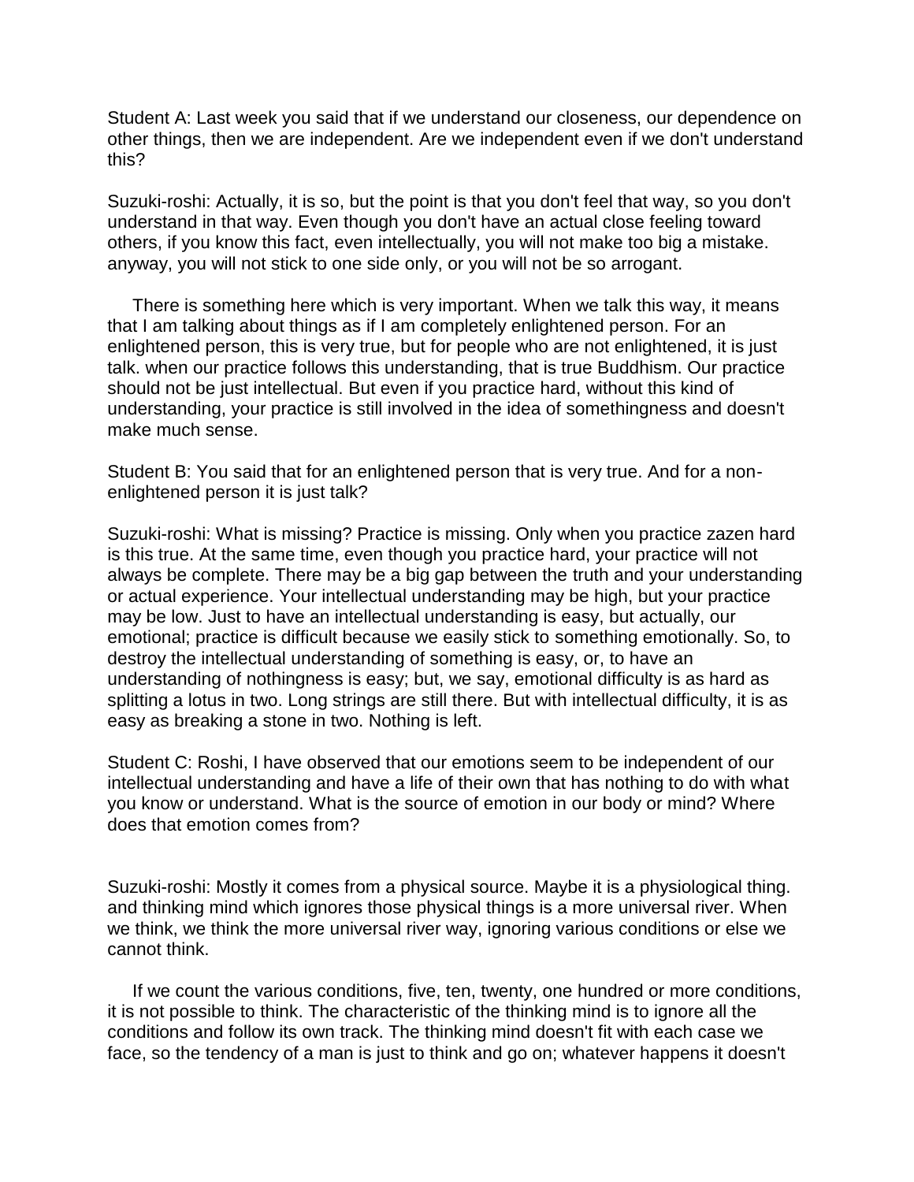Student A: Last week you said that if we understand our closeness, our dependence on other things, then we are independent. Are we independent even if we don't understand this?

Suzuki-roshi: Actually, it is so, but the point is that you don't feel that way, so you don't understand in that way. Even though you don't have an actual close feeling toward others, if you know this fact, even intellectually, you will not make too big a mistake. anyway, you will not stick to one side only, or you will not be so arrogant.

There is something here which is very important. When we talk this way, it means that I am talking about things as if I am completely enlightened person. For an enlightened person, this is very true, but for people who are not enlightened, it is just talk. when our practice follows this understanding, that is true Buddhism. Our practice should not be just intellectual. But even if you practice hard, without this kind of understanding, your practice is still involved in the idea of somethingness and doesn't make much sense.

Student B: You said that for an enlightened person that is very true. And for a non-enlightened person it is just talk?

Suzuki-roshi: What is missing? Practice is missing. Only when you practice zazen hard is this true. At the same time, even though you practice hard, your practice will not always be complete. There may be a big gap between the truth and your understanding or actual experience. Your intellectual understanding may be high, but your practice may be low. Just to have an intellectual understanding is easy, but actually, our emotional; practice is difficult because we easily stick to something emotionally. So, to destroy the intellectual understanding of something is easy, or, to have an understanding of nothingness is easy; but, we say, emotional difficulty is as hard as splitting a lotus in two. Long strings are still there. But with intellectual difficulty, it is as easy as breaking a stone in two. Nothing is left.

Student C: Roshi, I have observed that our emotions seem to be independent of our intellectual understanding and have a life of their own that has nothing to do with what you know or understand. What is the source of emotion in our body or mind? Where does that emotion comes from?

Suzuki-roshi: Mostly it comes from a physical source. Maybe it is a physiological thing. and thinking mind which ignores those physical things is a more universal river. When we think, we think the more universal river way, ignoring various conditions or else we cannot think.

If we count the various conditions, five, ten, twenty, one hundred or more conditions, it is not possible to think. The characteristic of the thinking mind is to ignore all the conditions and follow its own track. The thinking mind doesn't fit with each case we face, so the tendency of a man is just to think and go on; whatever happens it doesn't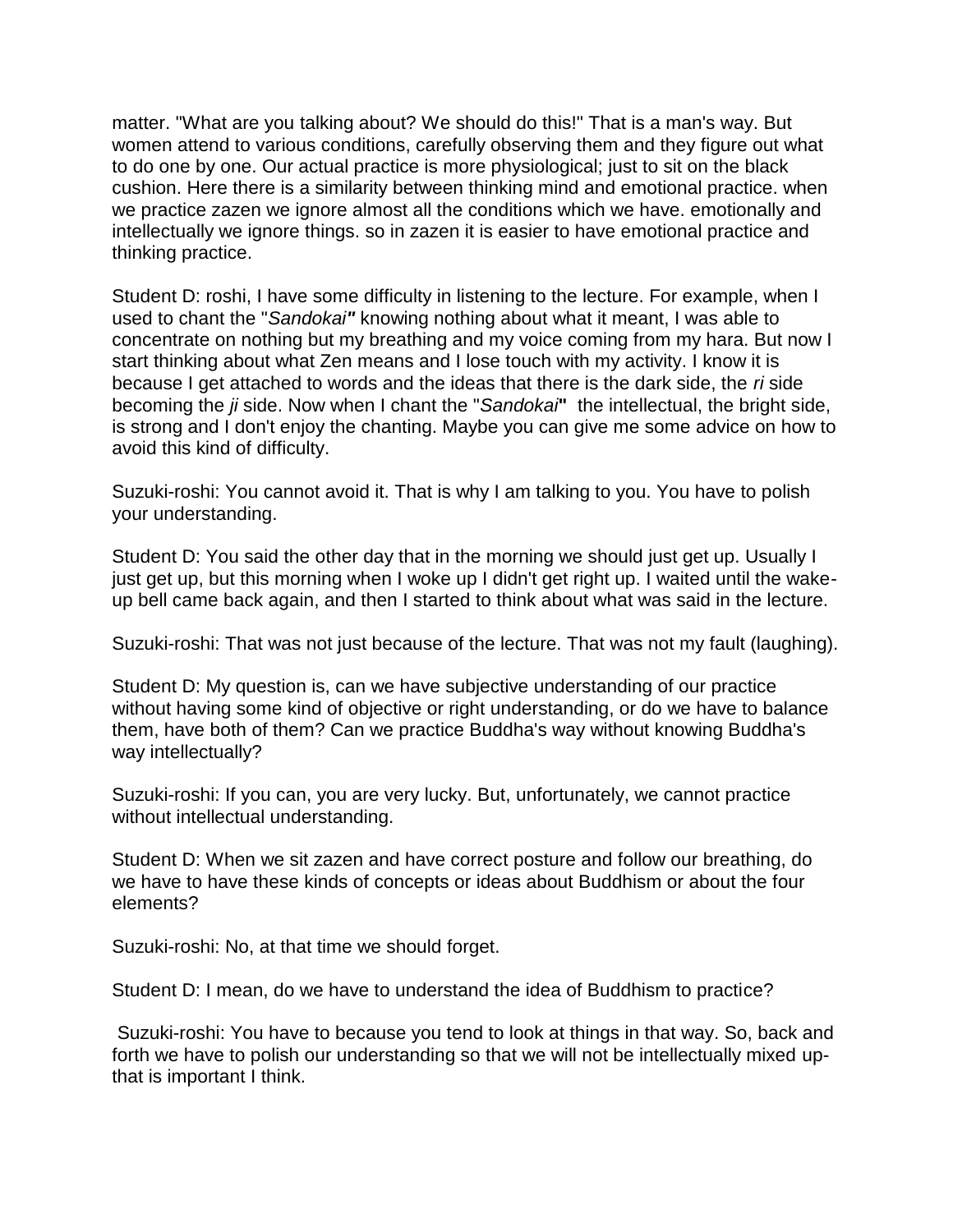matter. "What are you talking about? We should do this!" That is a man's way. But women attend to various conditions, carefully observing them and they figure out what to do one by one. Our actual practice is more physiological; just to sit on the black cushion. Here there is a similarity between thinking mind and emotional practice. when we practice zazen we ignore almost all the conditions which we have. emotionally and intellectually we ignore things. so in zazen it is easier to have emotional practice and thinking practice.

Student D: roshi, I have some difficulty in listening to the lecture. For example, when I used to chant the "*Sandokai*" knowing nothing about what it meant, I was able to concentrate on nothing but my breathing and my voice coming from my hara. But now I start thinking about what Zen means and I lose touch with my activity. I know it is because I get attached to words and the ideas that there is the dark side, the *ri* side becoming the *ji* side. Now when I chant the "*Sandokai*" the intellectual, the bright side, is strong and I don't enjoy the chanting. Maybe you can give me some advice on how to avoid this kind of difficulty.

Suzuki-roshi: You cannot avoid it. That is why I am talking to you. You have to polish your understanding.

Student D: You said the other day that in the morning we should just get up. Usually I just get up, but this morning when I woke up I didn't get right up. I waited until the wake-up bell came back again, and then I started to think about what was said in the lecture.

Suzuki-roshi: That was not just because of the lecture. That was not my fault (laughing).

Student D: My question is, can we have subjective understanding of our practice without having some kind of objective or right understanding, or do we have to balance them, have both of them? Can we practice Buddha's way without knowing Buddha's way intellectually?

Suzuki-roshi: If you can, you are very lucky. But, unfortunately, we cannot practice without intellectual understanding.

Student D: When we sit zazen and have correct posture and follow our breathing, do we have to have these kinds of concepts or ideas about Buddhism or about the four elements?

Suzuki-roshi: No, at that time we should forget.

Student D: I mean, do we have to understand the idea of Buddhism to practice?

Suzuki-roshi: You have to because you tend to look at things in that way. So, back and forth we have to polish our understanding so that we will not be intellectually mixed up-that is important I think.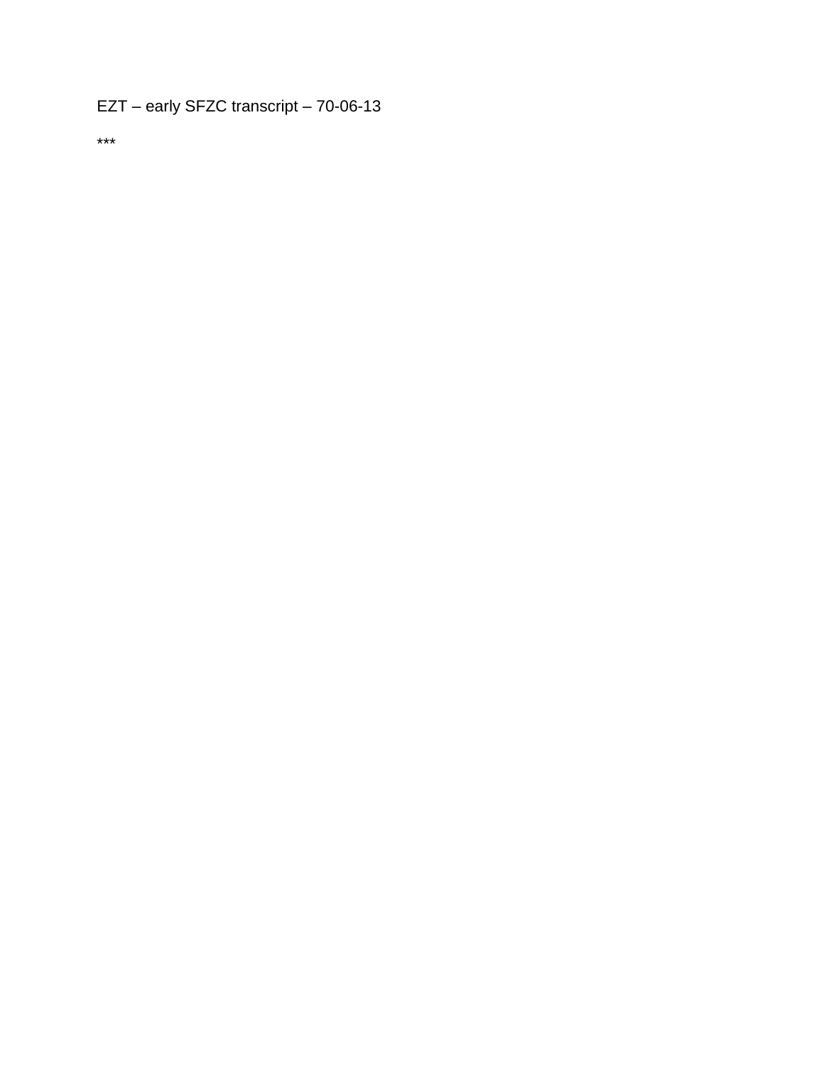EZT – early SFZC transcript – 70-06-13

***